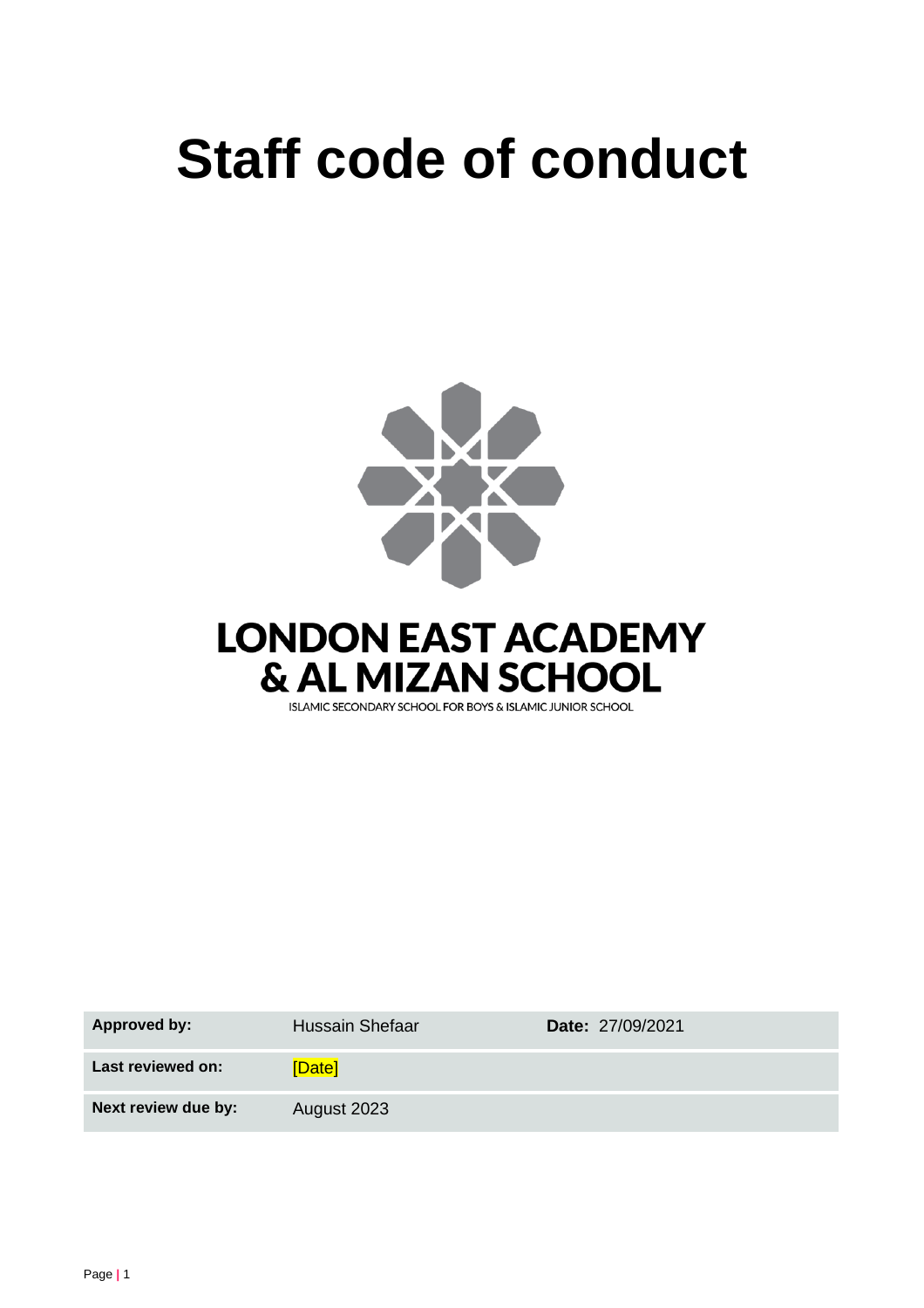# Staff code of conduct

LONDON EAST ACADEMY
& AL MIZAN SCHOOL

ISLAMIC SECONDARY SCHOOL FOR BOYS & ISLAMIC JUNIOR SCHOOL

| | | |
|---|---|---|
| **Approved by:** | Hussain Shefaar | **Date:** 27/09/2021 |
| **Last reviewed on:** | [Date] | |
| **Next review due by:** | August 2023 | |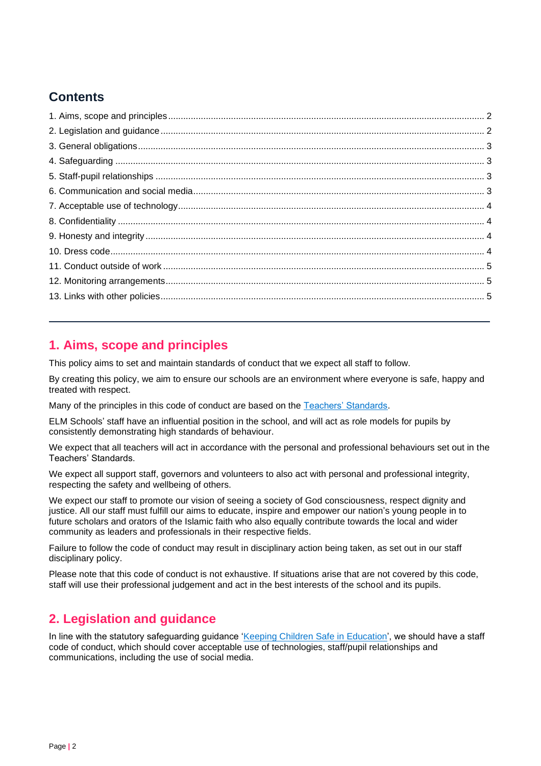## Contents

1. Aims, scope and principles ... 2
2. Legislation and guidance ... 2
3. General obligations ... 3
4. Safeguarding ... 3
5. Staff-pupil relationships ... 3
6. Communication and social media ... 3
7. Acceptable use of technology ... 4
8. Confidentiality ... 4
9. Honesty and integrity ... 4
10. Dress code ... 4
11. Conduct outside of work ... 5
12. Monitoring arrangements ... 5
13. Links with other policies ... 5

---

## 1. Aims, scope and principles

This policy aims to set and maintain standards of conduct that we expect all staff to follow.

By creating this policy, we aim to ensure our schools are an environment where everyone is safe, happy and treated with respect.

Many of the principles in this code of conduct are based on the Teachers' Standards.

ELM Schools' staff have an influential position in the school, and will act as role models for pupils by consistently demonstrating high standards of behaviour.

We expect that all teachers will act in accordance with the personal and professional behaviours set out in the Teachers' Standards.

We expect all support staff, governors and volunteers to also act with personal and professional integrity, respecting the safety and wellbeing of others.

We expect our staff to promote our vision of seeing a society of God consciousness, respect dignity and justice. All our staff must fulfill our aims to educate, inspire and empower our nation's young people in to future scholars and orators of the Islamic faith who also equally contribute towards the local and wider community as leaders and professionals in their respective fields.

Failure to follow the code of conduct may result in disciplinary action being taken, as set out in our staff disciplinary policy.

Please note that this code of conduct is not exhaustive. If situations arise that are not covered by this code, staff will use their professional judgement and act in the best interests of the school and its pupils.

## 2. Legislation and guidance

In line with the statutory safeguarding guidance 'Keeping Children Safe in Education', we should have a staff code of conduct, which should cover acceptable use of technologies, staff/pupil relationships and communications, including the use of social media.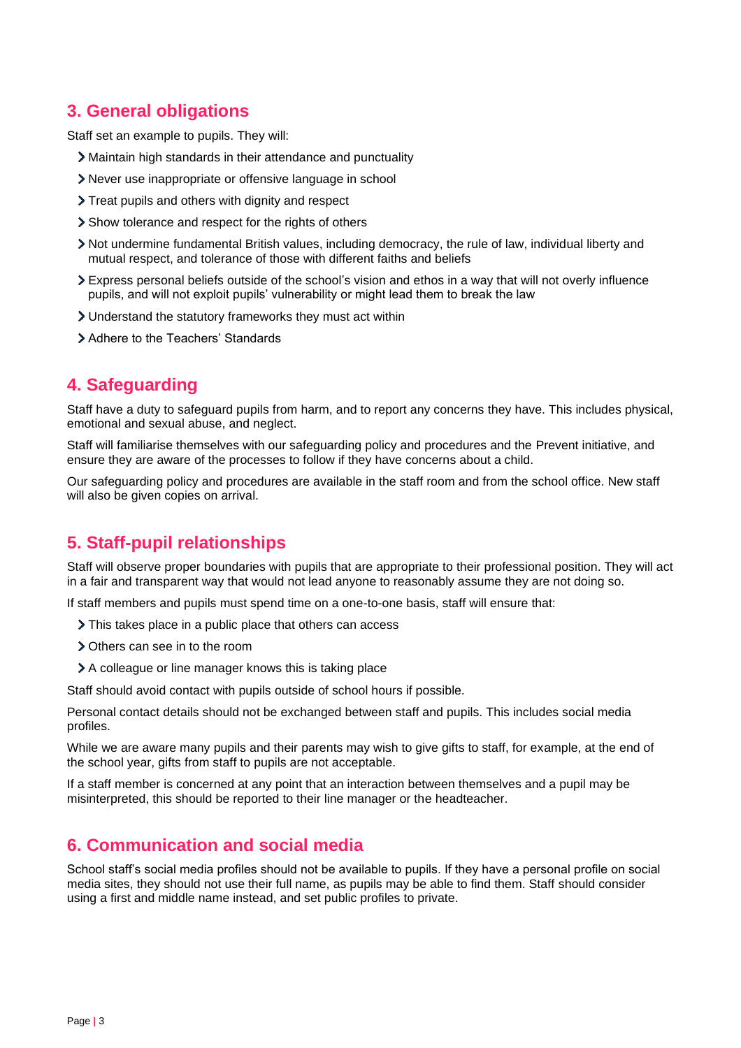## 3. General obligations

Staff set an example to pupils. They will:

- Maintain high standards in their attendance and punctuality
- Never use inappropriate or offensive language in school
- Treat pupils and others with dignity and respect
- Show tolerance and respect for the rights of others
- Not undermine fundamental British values, including democracy, the rule of law, individual liberty and mutual respect, and tolerance of those with different faiths and beliefs
- Express personal beliefs outside of the school's vision and ethos in a way that will not overly influence pupils, and will not exploit pupils' vulnerability or might lead them to break the law
- Understand the statutory frameworks they must act within
- Adhere to the Teachers' Standards

## 4. Safeguarding

Staff have a duty to safeguard pupils from harm, and to report any concerns they have. This includes physical, emotional and sexual abuse, and neglect.

Staff will familiarise themselves with our safeguarding policy and procedures and the Prevent initiative, and ensure they are aware of the processes to follow if they have concerns about a child.

Our safeguarding policy and procedures are available in the staff room and from the school office. New staff will also be given copies on arrival.

## 5. Staff-pupil relationships

Staff will observe proper boundaries with pupils that are appropriate to their professional position. They will act in a fair and transparent way that would not lead anyone to reasonably assume they are not doing so.

If staff members and pupils must spend time on a one-to-one basis, staff will ensure that:

- This takes place in a public place that others can access
- Others can see in to the room
- A colleague or line manager knows this is taking place

Staff should avoid contact with pupils outside of school hours if possible.

Personal contact details should not be exchanged between staff and pupils. This includes social media profiles.

While we are aware many pupils and their parents may wish to give gifts to staff, for example, at the end of the school year, gifts from staff to pupils are not acceptable.

If a staff member is concerned at any point that an interaction between themselves and a pupil may be misinterpreted, this should be reported to their line manager or the headteacher.

## 6. Communication and social media

School staff's social media profiles should not be available to pupils. If they have a personal profile on social media sites, they should not use their full name, as pupils may be able to find them. Staff should consider using a first and middle name instead, and set public profiles to private.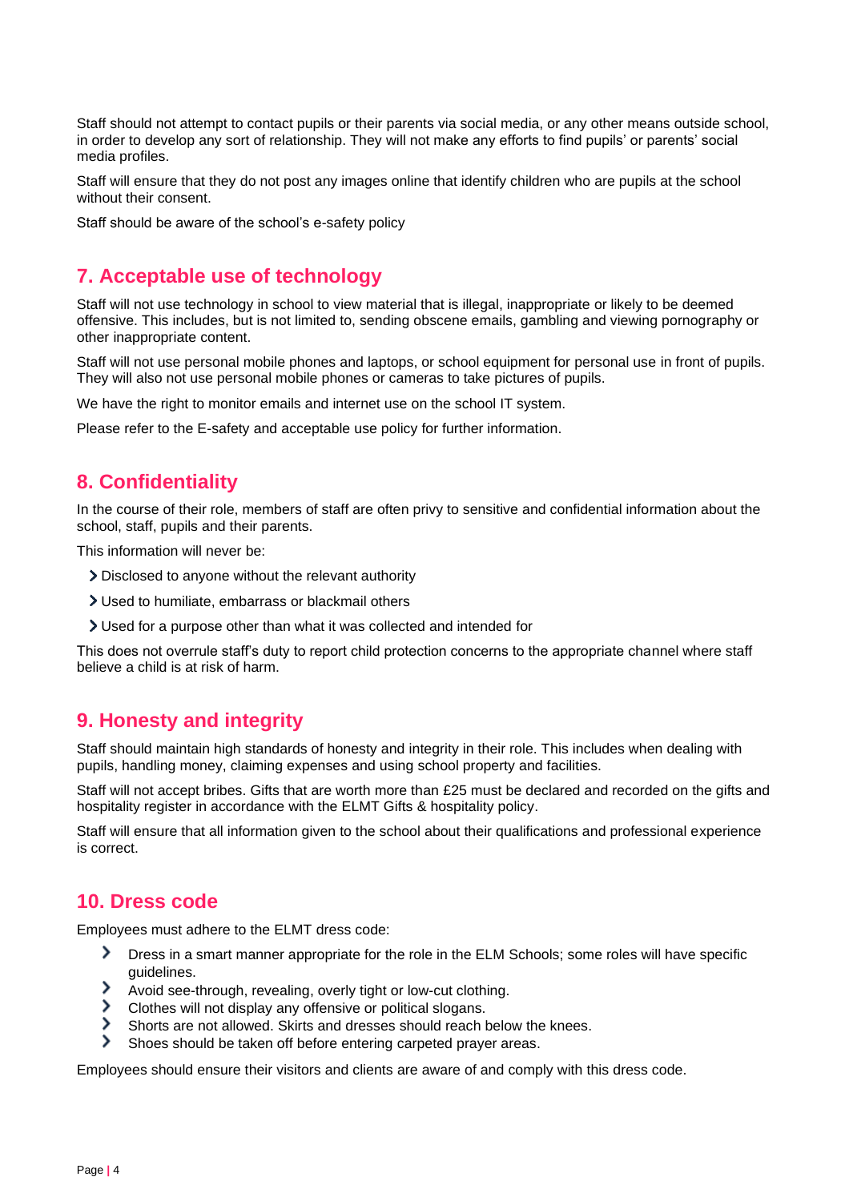Staff should not attempt to contact pupils or their parents via social media, or any other means outside school, in order to develop any sort of relationship. They will not make any efforts to find pupils' or parents' social media profiles.

Staff will ensure that they do not post any images online that identify children who are pupils at the school without their consent.

Staff should be aware of the school's e-safety policy

## 7. Acceptable use of technology

Staff will not use technology in school to view material that is illegal, inappropriate or likely to be deemed offensive. This includes, but is not limited to, sending obscene emails, gambling and viewing pornography or other inappropriate content.

Staff will not use personal mobile phones and laptops, or school equipment for personal use in front of pupils. They will also not use personal mobile phones or cameras to take pictures of pupils.

We have the right to monitor emails and internet use on the school IT system.

Please refer to the E-safety and acceptable use policy for further information.

## 8. Confidentiality

In the course of their role, members of staff are often privy to sensitive and confidential information about the school, staff, pupils and their parents.

This information will never be:

- Disclosed to anyone without the relevant authority
- Used to humiliate, embarrass or blackmail others
- Used for a purpose other than what it was collected and intended for

This does not overrule staff's duty to report child protection concerns to the appropriate channel where staff believe a child is at risk of harm.

## 9. Honesty and integrity

Staff should maintain high standards of honesty and integrity in their role. This includes when dealing with pupils, handling money, claiming expenses and using school property and facilities.

Staff will not accept bribes. Gifts that are worth more than £25 must be declared and recorded on the gifts and hospitality register in accordance with the ELMT Gifts & hospitality policy.

Staff will ensure that all information given to the school about their qualifications and professional experience is correct.

## 10. Dress code

Employees must adhere to the ELMT dress code:

- Dress in a smart manner appropriate for the role in the ELM Schools; some roles will have specific guidelines.
- Avoid see-through, revealing, overly tight or low-cut clothing.
- Clothes will not display any offensive or political slogans.
- Shorts are not allowed. Skirts and dresses should reach below the knees.
- Shoes should be taken off before entering carpeted prayer areas.

Employees should ensure their visitors and clients are aware of and comply with this dress code.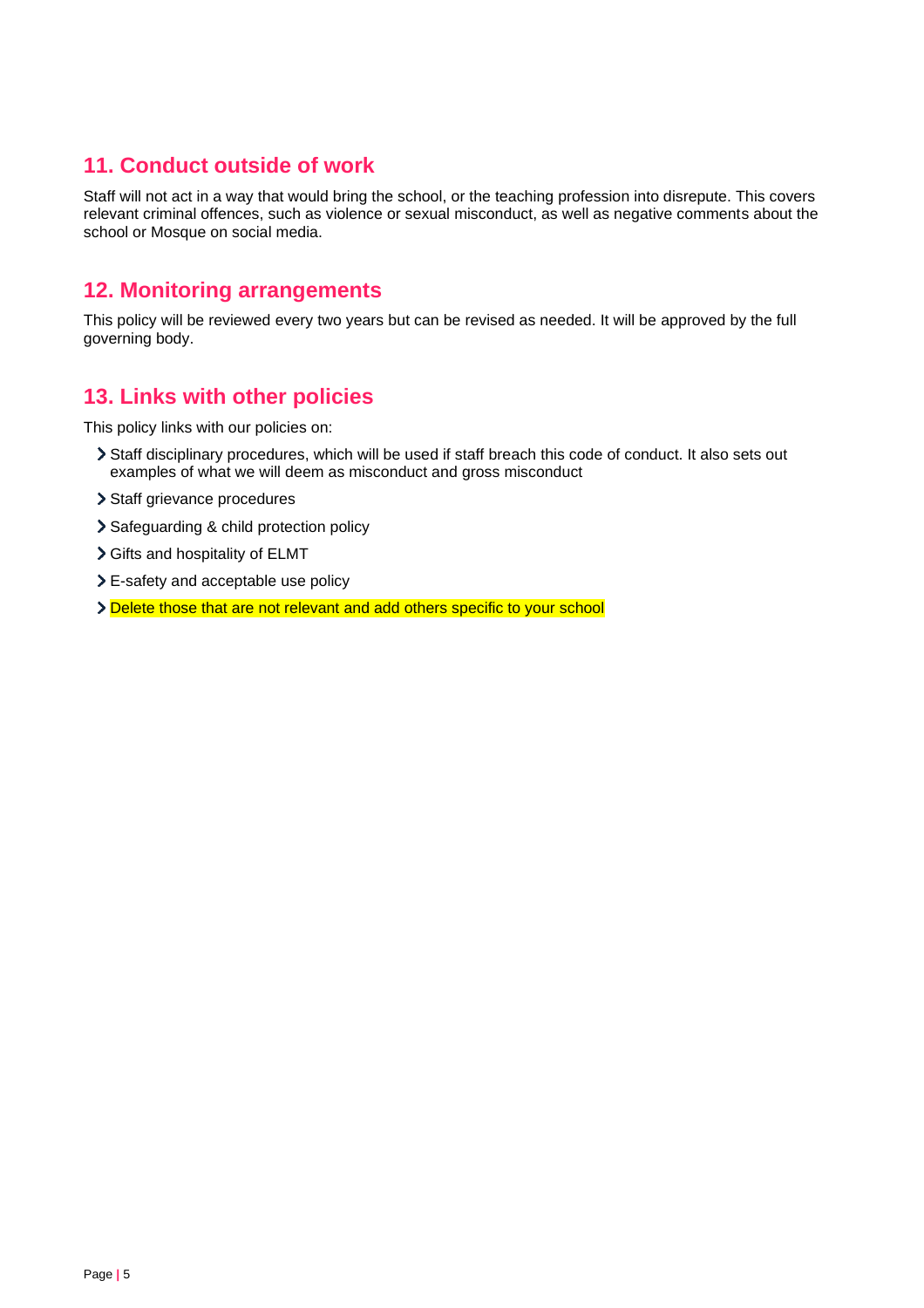## 11. Conduct outside of work

Staff will not act in a way that would bring the school, or the teaching profession into disrepute. This covers relevant criminal offences, such as violence or sexual misconduct, as well as negative comments about the school or Mosque on social media.

## 12. Monitoring arrangements

This policy will be reviewed every two years but can be revised as needed. It will be approved by the full governing body.

## 13. Links with other policies

This policy links with our policies on:

- Staff disciplinary procedures, which will be used if staff breach this code of conduct. It also sets out examples of what we will deem as misconduct and gross misconduct
- Staff grievance procedures
- Safeguarding & child protection policy
- Gifts and hospitality of ELMT
- E-safety and acceptable use policy
- Delete those that are not relevant and add others specific to your school